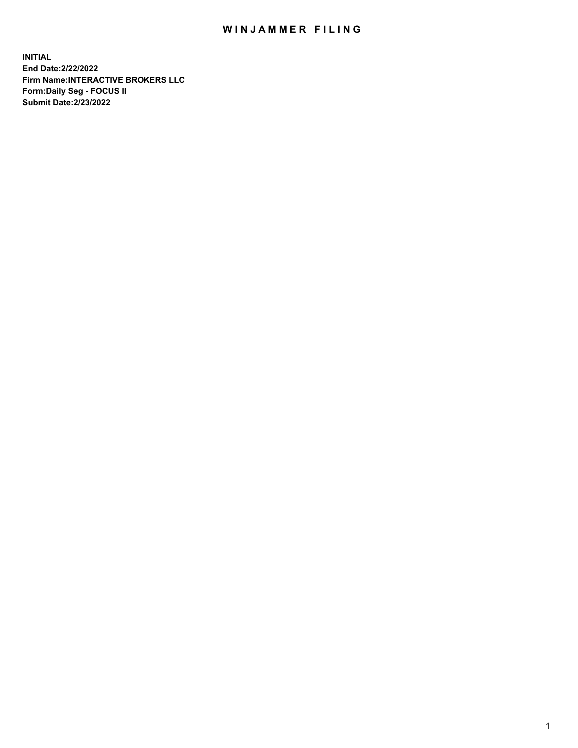# WINJAMMER FILING

**INITIAL**
**End Date:2/22/2022**
**Firm Name:INTERACTIVE BROKERS LLC**
**Form:Daily Seg - FOCUS II**
**Submit Date:2/23/2022**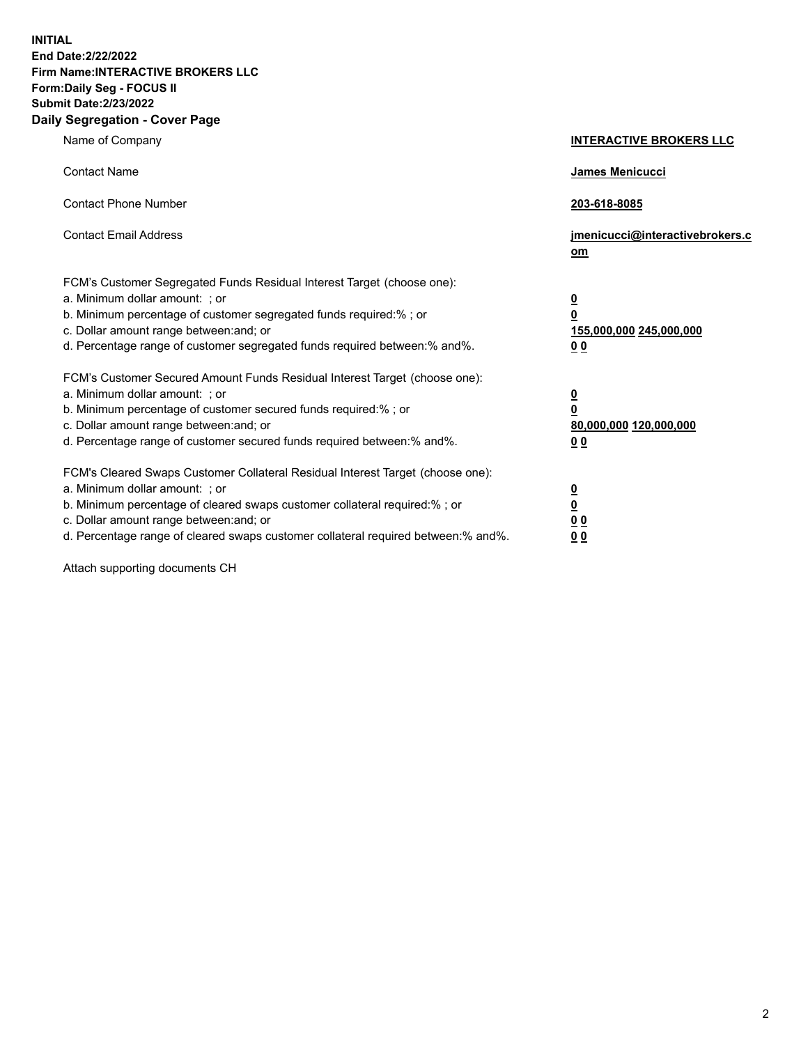**INITIAL**
**End Date:2/22/2022**
**Firm Name:INTERACTIVE BROKERS LLC**
**Form:Daily Seg - FOCUS II**
**Submit Date:2/23/2022**

## Daily Segregation - Cover Page

| | |
|---|---|
| Name of Company | **INTERACTIVE BROKERS LLC** |
| Contact Name | **James Menicucci** |
| Contact Phone Number | **203-618-8085** |
| Contact Email Address | **jmenicucci@interactivebrokers.com** |

| | |
|---|---|
| FCM's Customer Segregated Funds Residual Interest Target (choose one): | |
| a. Minimum dollar amount: ; or | **0** |
| b. Minimum percentage of customer segregated funds required:% ; or | **0** |
| c. Dollar amount range between:and; or | **155,000,000** **245,000,000** |
| d. Percentage range of customer segregated funds required between:% and%. | **0** **0** |
| FCM's Customer Secured Amount Funds Residual Interest Target (choose one): | |
| a. Minimum dollar amount: ; or | **0** |
| b. Minimum percentage of customer secured funds required:% ; or | **0** |
| c. Dollar amount range between:and; or | **80,000,000** **120,000,000** |
| d. Percentage range of customer secured funds required between:% and%. | **0** **0** |
| FCM's Cleared Swaps Customer Collateral Residual Interest Target (choose one): | |
| a. Minimum dollar amount: ; or | **0** |
| b. Minimum percentage of cleared swaps customer collateral required:% ; or | **0** |
| c. Dollar amount range between:and; or | **0** **0** |
| d. Percentage range of cleared swaps customer collateral required between:% and%. | **0** **0** |

Attach supporting documents CH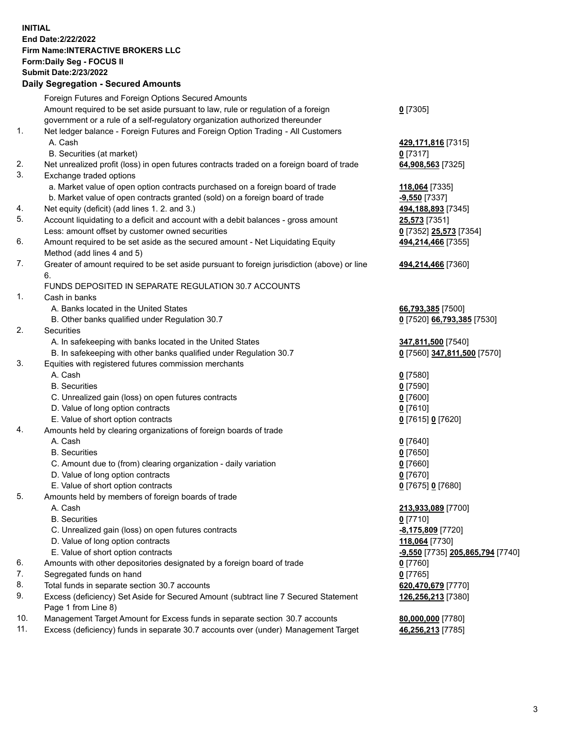**INITIAL**
**End Date:2/22/2022**
**Firm Name:INTERACTIVE BROKERS LLC**
**Form:Daily Seg - FOCUS II**
**Submit Date:2/23/2022**

### Daily Segregation - Secured Amounts

| | | |
|---|---|---|
| | Foreign Futures and Foreign Options Secured Amounts | |
| | Amount required to be set aside pursuant to law, rule or regulation of a foreign government or a rule of a self-regulatory organization authorized thereunder | **0** [7305] |
| 1. | Net ledger balance - Foreign Futures and Foreign Option Trading - All Customers | |
| | A. Cash | **429,171,816** [7315] |
| | B. Securities (at market) | **0** [7317] |
| 2. | Net unrealized profit (loss) in open futures contracts traded on a foreign board of trade | **64,908,563** [7325] |
| 3. | Exchange traded options | |
| | a. Market value of open option contracts purchased on a foreign board of trade | **118,064** [7335] |
| | b. Market value of open contracts granted (sold) on a foreign board of trade | **-9,550** [7337] |
| 4. | Net equity (deficit) (add lines 1. 2. and 3.) | **494,188,893** [7345] |
| 5. | Account liquidating to a deficit and account with a debit balances - gross amount | **25,573** [7351] |
| | Less: amount offset by customer owned securities | **0** [7352] **25,573** [7354] |
| 6. | Amount required to be set aside as the secured amount - Net Liquidating Equity Method (add lines 4 and 5) | **494,214,466** [7355] |
| 7. | Greater of amount required to be set aside pursuant to foreign jurisdiction (above) or line 6. | **494,214,466** [7360] |
| | FUNDS DEPOSITED IN SEPARATE REGULATION 30.7 ACCOUNTS | |
| 1. | Cash in banks | |
| | A. Banks located in the United States | **66,793,385** [7500] |
| | B. Other banks qualified under Regulation 30.7 | **0** [7520] **66,793,385** [7530] |
| 2. | Securities | |
| | A. In safekeeping with banks located in the United States | **347,811,500** [7540] |
| | B. In safekeeping with other banks qualified under Regulation 30.7 | **0** [7560] **347,811,500** [7570] |
| 3. | Equities with registered futures commission merchants | |
| | A. Cash | **0** [7580] |
| | B. Securities | **0** [7590] |
| | C. Unrealized gain (loss) on open futures contracts | **0** [7600] |
| | D. Value of long option contracts | **0** [7610] |
| | E. Value of short option contracts | **0** [7615] **0** [7620] |
| 4. | Amounts held by clearing organizations of foreign boards of trade | |
| | A. Cash | **0** [7640] |
| | B. Securities | **0** [7650] |
| | C. Amount due to (from) clearing organization - daily variation | **0** [7660] |
| | D. Value of long option contracts | **0** [7670] |
| | E. Value of short option contracts | **0** [7675] **0** [7680] |
| 5. | Amounts held by members of foreign boards of trade | |
| | A. Cash | **213,933,089** [7700] |
| | B. Securities | **0** [7710] |
| | C. Unrealized gain (loss) on open futures contracts | **-8,175,809** [7720] |
| | D. Value of long option contracts | **118,064** [7730] |
| | E. Value of short option contracts | **-9,550** [7735] **205,865,794** [7740] |
| 6. | Amounts with other depositories designated by a foreign board of trade | **0** [7760] |
| 7. | Segregated funds on hand | **0** [7765] |
| 8. | Total funds in separate section 30.7 accounts | **620,470,679** [7770] |
| 9. | Excess (deficiency) Set Aside for Secured Amount (subtract line 7 Secured Statement Page 1 from Line 8) | **126,256,213** [7380] |
| 10. | Management Target Amount for Excess funds in separate section 30.7 accounts | **80,000,000** [7780] |
| 11. | Excess (deficiency) funds in separate 30.7 accounts over (under) Management Target | **46,256,213** [7785] |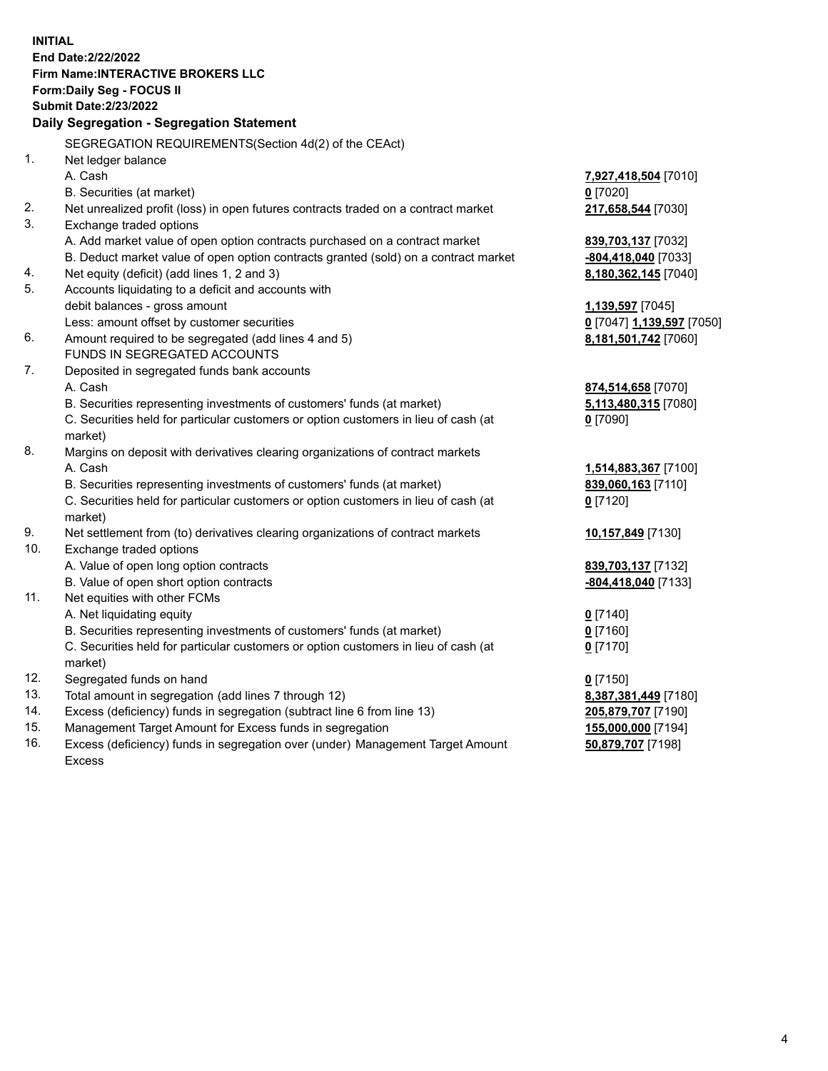**INITIAL**
**End Date:2/22/2022**
**Firm Name:INTERACTIVE BROKERS LLC**
**Form:Daily Seg - FOCUS II**
**Submit Date:2/23/2022**

## Daily Segregation - Segregation Statement

SEGREGATION REQUIREMENTS(Section 4d(2) of the CEAct)

| | | |
|---|---|---|
| 1. | Net ledger balance | |
| | A. Cash | **7,927,418,504** [7010] |
| | B. Securities (at market) | **0** [7020] |
| 2. | Net unrealized profit (loss) in open futures contracts traded on a contract market | **217,658,544** [7030] |
| 3. | Exchange traded options | |
| | A. Add market value of open option contracts purchased on a contract market | **839,703,137** [7032] |
| | B. Deduct market value of open option contracts granted (sold) on a contract market | **-804,418,040** [7033] |
| 4. | Net equity (deficit) (add lines 1, 2 and 3) | **8,180,362,145** [7040] |
| 5. | Accounts liquidating to a deficit and accounts with | |
| | debit balances - gross amount | **1,139,597** [7045] |
| | Less: amount offset by customer securities | **0** [7047] **1,139,597** [7050] |
| 6. | Amount required to be segregated (add lines 4 and 5) | **8,181,501,742** [7060] |
| | FUNDS IN SEGREGATED ACCOUNTS | |
| 7. | Deposited in segregated funds bank accounts | |
| | A. Cash | **874,514,658** [7070] |
| | B. Securities representing investments of customers' funds (at market) | **5,113,480,315** [7080] |
| | C. Securities held for particular customers or option customers in lieu of cash (at market) | **0** [7090] |
| 8. | Margins on deposit with derivatives clearing organizations of contract markets | |
| | A. Cash | **1,514,883,367** [7100] |
| | B. Securities representing investments of customers' funds (at market) | **839,060,163** [7110] |
| | C. Securities held for particular customers or option customers in lieu of cash (at market) | **0** [7120] |
| 9. | Net settlement from (to) derivatives clearing organizations of contract markets | **10,157,849** [7130] |
| 10. | Exchange traded options | |
| | A. Value of open long option contracts | **839,703,137** [7132] |
| | B. Value of open short option contracts | **-804,418,040** [7133] |
| 11. | Net equities with other FCMs | |
| | A. Net liquidating equity | **0** [7140] |
| | B. Securities representing investments of customers' funds (at market) | **0** [7160] |
| | C. Securities held for particular customers or option customers in lieu of cash (at market) | **0** [7170] |
| 12. | Segregated funds on hand | **0** [7150] |
| 13. | Total amount in segregation (add lines 7 through 12) | **8,387,381,449** [7180] |
| 14. | Excess (deficiency) funds in segregation (subtract line 6 from line 13) | **205,879,707** [7190] |
| 15. | Management Target Amount for Excess funds in segregation | **155,000,000** [7194] |
| 16. | Excess (deficiency) funds in segregation over (under) Management Target Amount Excess | **50,879,707** [7198] |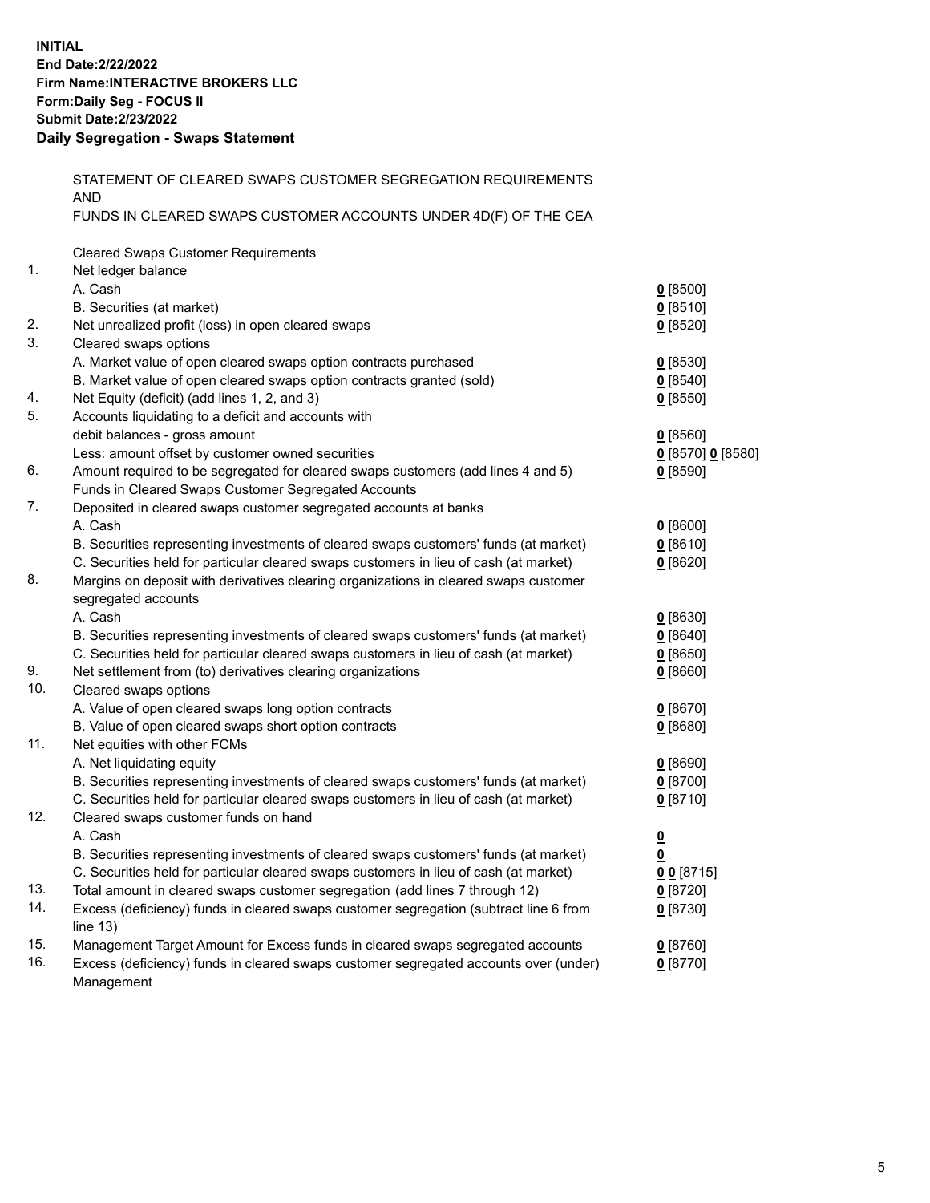**INITIAL**
**End Date:2/22/2022**
**Firm Name:INTERACTIVE BROKERS LLC**
**Form:Daily Seg - FOCUS II**
**Submit Date:2/23/2022**
**Daily Segregation - Swaps Statement**

STATEMENT OF CLEARED SWAPS CUSTOMER SEGREGATION REQUIREMENTS AND FUNDS IN CLEARED SWAPS CUSTOMER ACCOUNTS UNDER 4D(F) OF THE CEA

| | | |
|---|---|---|
| | Cleared Swaps Customer Requirements | |
| 1. | Net ledger balance | |
| | A. Cash | 0 [8500] |
| | B. Securities (at market) | 0 [8510] |
| 2. | Net unrealized profit (loss) in open cleared swaps | 0 [8520] |
| 3. | Cleared swaps options | |
| | A. Market value of open cleared swaps option contracts purchased | 0 [8530] |
| | B. Market value of open cleared swaps option contracts granted (sold) | 0 [8540] |
| 4. | Net Equity (deficit) (add lines 1, 2, and 3) | 0 [8550] |
| 5. | Accounts liquidating to a deficit and accounts with | |
| | debit balances - gross amount | 0 [8560] |
| | Less: amount offset by customer owned securities | 0 [8570] 0 [8580] |
| 6. | Amount required to be segregated for cleared swaps customers (add lines 4 and 5) | 0 [8590] |
| | Funds in Cleared Swaps Customer Segregated Accounts | |
| 7. | Deposited in cleared swaps customer segregated accounts at banks | |
| | A. Cash | 0 [8600] |
| | B. Securities representing investments of cleared swaps customers' funds (at market) | 0 [8610] |
| | C. Securities held for particular cleared swaps customers in lieu of cash (at market) | 0 [8620] |
| 8. | Margins on deposit with derivatives clearing organizations in cleared swaps customer segregated accounts | |
| | A. Cash | 0 [8630] |
| | B. Securities representing investments of cleared swaps customers' funds (at market) | 0 [8640] |
| | C. Securities held for particular cleared swaps customers in lieu of cash (at market) | 0 [8650] |
| 9. | Net settlement from (to) derivatives clearing organizations | 0 [8660] |
| 10. | Cleared swaps options | |
| | A. Value of open cleared swaps long option contracts | 0 [8670] |
| | B. Value of open cleared swaps short option contracts | 0 [8680] |
| 11. | Net equities with other FCMs | |
| | A. Net liquidating equity | 0 [8690] |
| | B. Securities representing investments of cleared swaps customers' funds (at market) | 0 [8700] |
| | C. Securities held for particular cleared swaps customers in lieu of cash (at market) | 0 [8710] |
| 12. | Cleared swaps customer funds on hand | |
| | A. Cash | 0 |
| | B. Securities representing investments of cleared swaps customers' funds (at market) | 0 |
| | C. Securities held for particular cleared swaps customers in lieu of cash (at market) | 0 0 [8715] |
| 13. | Total amount in cleared swaps customer segregation (add lines 7 through 12) | 0 [8720] |
| 14. | Excess (deficiency) funds in cleared swaps customer segregation (subtract line 6 from line 13) | 0 [8730] |
| 15. | Management Target Amount for Excess funds in cleared swaps segregated accounts | 0 [8760] |
| 16. | Excess (deficiency) funds in cleared swaps customer segregated accounts over (under) Management | 0 [8770] |